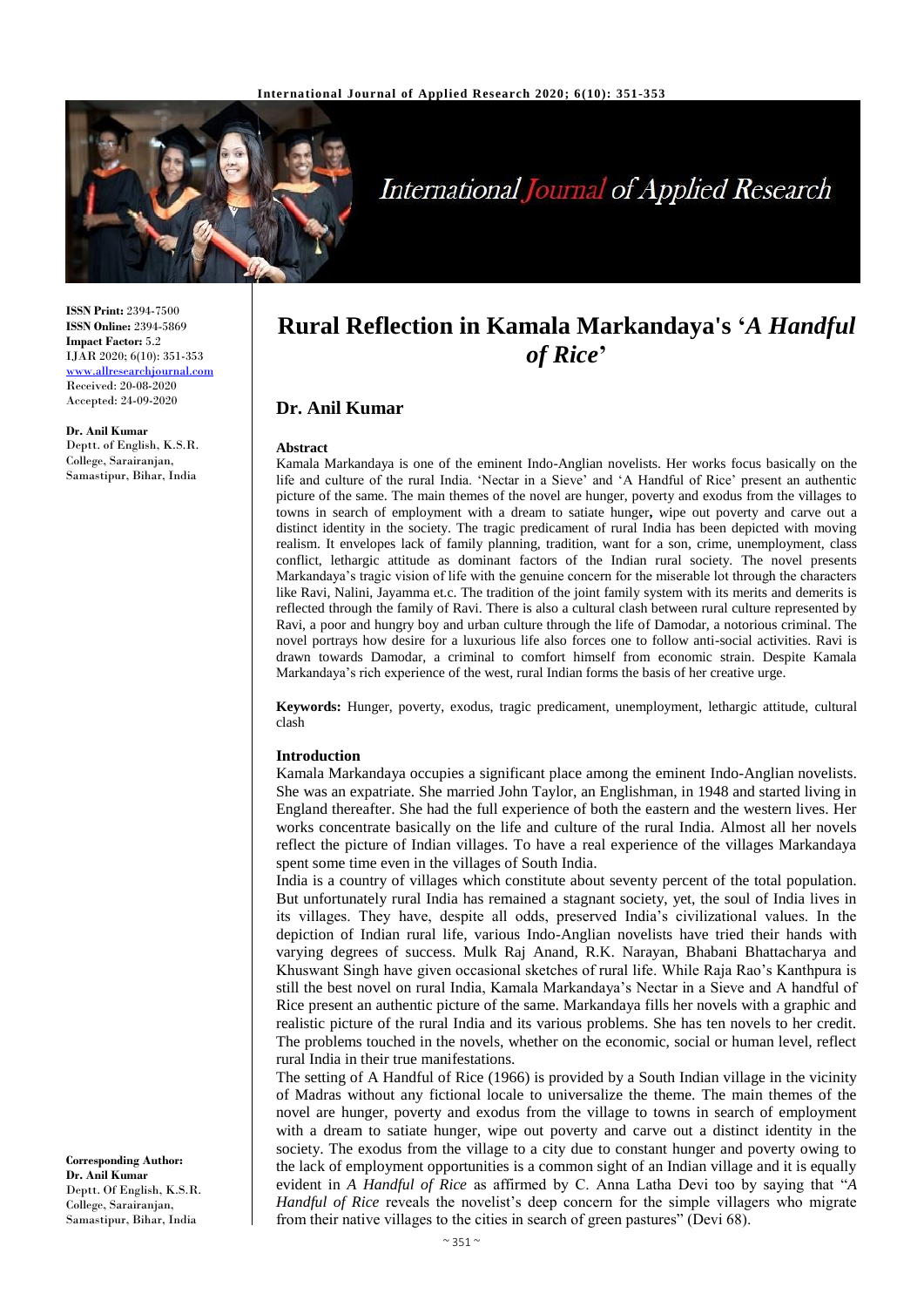**ISSN Print:** 2394-7500
**ISSN Online:** 2394-5869
**Impact Factor:** 5.2
IJAR 2020; 6(10): 351-353
www.allresearchjournal.com
Received: 20-08-2020
Accepted: 24-09-2020

**Dr. Anil Kumar**
Deptt. of English, K.S.R. College, Sarairanjan, Samastipur, Bihar, India

**Corresponding Author:**
**Dr. Anil Kumar**
Deptt. Of English, K.S.R. College, Sarairanjan, Samastipur, Bihar, India

# Rural Reflection in Kamala Markandaya's '*A Handful of Rice*'

## Dr. Anil Kumar

### Abstract

Kamala Markandaya is one of the eminent Indo-Anglian novelists. Her works focus basically on the life and culture of the rural India. 'Nectar in a Sieve' and 'A Handful of Rice' present an authentic picture of the same. The main themes of the novel are hunger, poverty and exodus from the villages to towns in search of employment with a dream to satiate hunger**,** wipe out poverty and carve out a distinct identity in the society. The tragic predicament of rural India has been depicted with moving realism. It envelopes lack of family planning, tradition, want for a son, crime, unemployment, class conflict, lethargic attitude as dominant factors of the Indian rural society. The novel presents Markandaya's tragic vision of life with the genuine concern for the miserable lot through the characters like Ravi, Nalini, Jayamma et.c. The tradition of the joint family system with its merits and demerits is reflected through the family of Ravi. There is also a cultural clash between rural culture represented by Ravi, a poor and hungry boy and urban culture through the life of Damodar, a notorious criminal. The novel portrays how desire for a luxurious life also forces one to follow anti-social activities. Ravi is drawn towards Damodar, a criminal to comfort himself from economic strain. Despite Kamala Markandaya's rich experience of the west, rural Indian forms the basis of her creative urge.

**Keywords:** Hunger, poverty, exodus, tragic predicament, unemployment, lethargic attitude, cultural clash

### Introduction

Kamala Markandaya occupies a significant place among the eminent Indo-Anglian novelists. She was an expatriate. She married John Taylor, an Englishman, in 1948 and started living in England thereafter. She had the full experience of both the eastern and the western lives. Her works concentrate basically on the life and culture of the rural India. Almost all her novels reflect the picture of Indian villages. To have a real experience of the villages Markandaya spent some time even in the villages of South India.

India is a country of villages which constitute about seventy percent of the total population. But unfortunately rural India has remained a stagnant society, yet, the soul of India lives in its villages. They have, despite all odds, preserved India's civilizational values. In the depiction of Indian rural life, various Indo-Anglian novelists have tried their hands with varying degrees of success. Mulk Raj Anand, R.K. Narayan, Bhabani Bhattacharya and Khuswant Singh have given occasional sketches of rural life. While Raja Rao's Kanthpura is still the best novel on rural India, Kamala Markandaya's Nectar in a Sieve and A handful of Rice present an authentic picture of the same. Markandaya fills her novels with a graphic and realistic picture of the rural India and its various problems. She has ten novels to her credit. The problems touched in the novels, whether on the economic, social or human level, reflect rural India in their true manifestations.

The setting of A Handful of Rice (1966) is provided by a South Indian village in the vicinity of Madras without any fictional locale to universalize the theme. The main themes of the novel are hunger, poverty and exodus from the village to towns in search of employment with a dream to satiate hunger, wipe out poverty and carve out a distinct identity in the society. The exodus from the village to a city due to constant hunger and poverty owing to the lack of employment opportunities is a common sight of an Indian village and it is equally evident in *A Handful of Rice* as affirmed by C. Anna Latha Devi too by saying that "*A Handful of Rice* reveals the novelist's deep concern for the simple villagers who migrate from their native villages to the cities in search of green pastures" (Devi 68).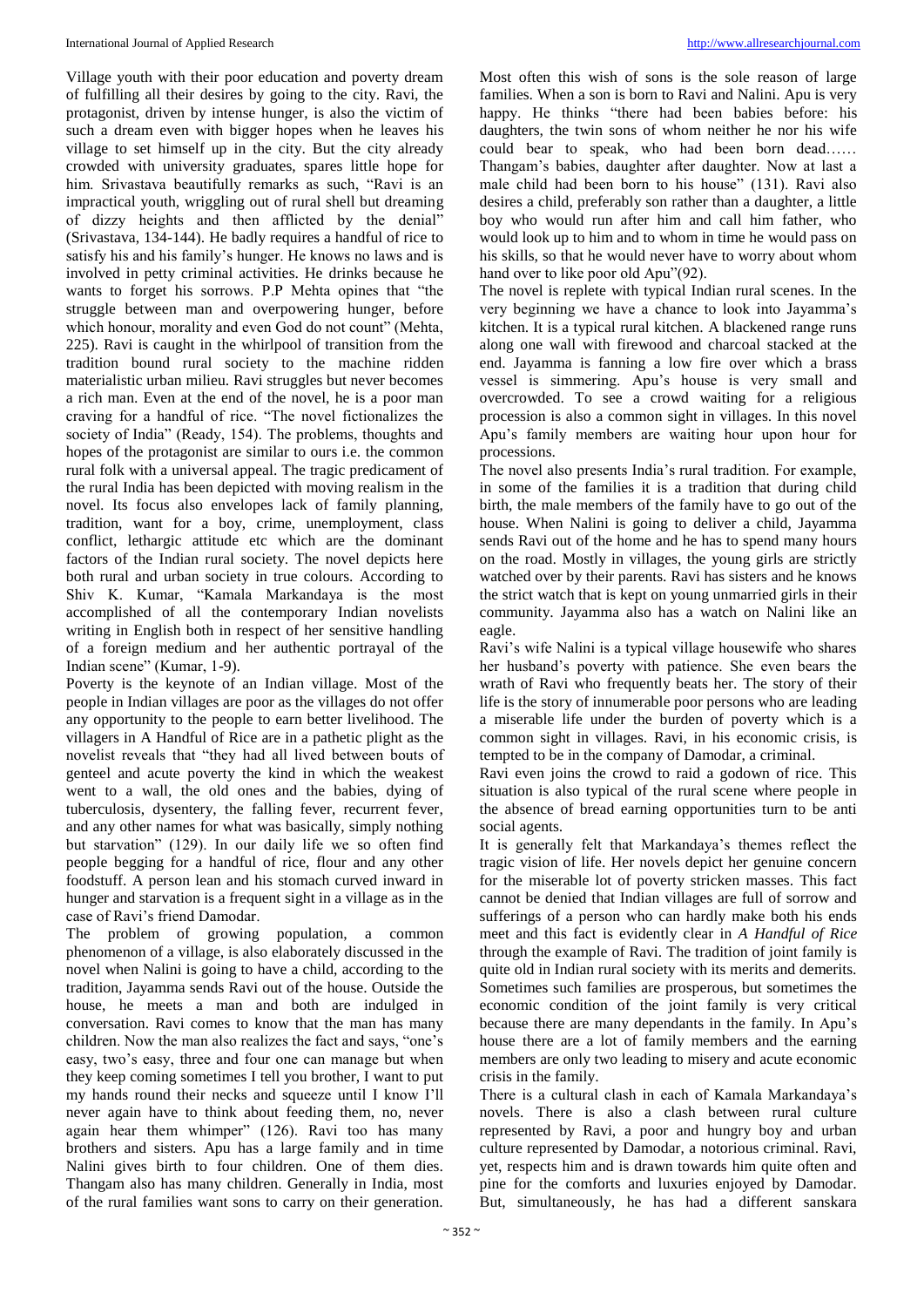Village youth with their poor education and poverty dream of fulfilling all their desires by going to the city. Ravi, the protagonist, driven by intense hunger, is also the victim of such a dream even with bigger hopes when he leaves his village to set himself up in the city. But the city already crowded with university graduates, spares little hope for him. Srivastava beautifully remarks as such, "Ravi is an impractical youth, wriggling out of rural shell but dreaming of dizzy heights and then afflicted by the denial" (Srivastava, 134-144). He badly requires a handful of rice to satisfy his and his family's hunger. He knows no laws and is involved in petty criminal activities. He drinks because he wants to forget his sorrows. P.P Mehta opines that "the struggle between man and overpowering hunger, before which honour, morality and even God do not count" (Mehta, 225). Ravi is caught in the whirlpool of transition from the tradition bound rural society to the machine ridden materialistic urban milieu. Ravi struggles but never becomes a rich man. Even at the end of the novel, he is a poor man craving for a handful of rice. "The novel fictionalizes the society of India" (Ready, 154). The problems, thoughts and hopes of the protagonist are similar to ours i.e. the common rural folk with a universal appeal. The tragic predicament of the rural India has been depicted with moving realism in the novel. Its focus also envelopes lack of family planning, tradition, want for a boy, crime, unemployment, class conflict, lethargic attitude etc which are the dominant factors of the Indian rural society. The novel depicts here both rural and urban society in true colours. According to Shiv K. Kumar, "Kamala Markandaya is the most accomplished of all the contemporary Indian novelists writing in English both in respect of her sensitive handling of a foreign medium and her authentic portrayal of the Indian scene" (Kumar, 1-9).

Poverty is the keynote of an Indian village. Most of the people in Indian villages are poor as the villages do not offer any opportunity to the people to earn better livelihood. The villagers in A Handful of Rice are in a pathetic plight as the novelist reveals that "they had all lived between bouts of genteel and acute poverty the kind in which the weakest went to a wall, the old ones and the babies, dying of tuberculosis, dysentery, the falling fever, recurrent fever, and any other names for what was basically, simply nothing but starvation" (129). In our daily life we so often find people begging for a handful of rice, flour and any other foodstuff. A person lean and his stomach curved inward in hunger and starvation is a frequent sight in a village as in the case of Ravi's friend Damodar.

The problem of growing population, a common phenomenon of a village, is also elaborately discussed in the novel when Nalini is going to have a child, according to the tradition, Jayamma sends Ravi out of the house. Outside the house, he meets a man and both are indulged in conversation. Ravi comes to know that the man has many children. Now the man also realizes the fact and says, "one's easy, two's easy, three and four one can manage but when they keep coming sometimes I tell you brother, I want to put my hands round their necks and squeeze until I know I'll never again have to think about feeding them, no, never again hear them whimper" (126). Ravi too has many brothers and sisters. Apu has a large family and in time Nalini gives birth to four children. One of them dies. Thangam also has many children. Generally in India, most of the rural families want sons to carry on their generation. Most often this wish of sons is the sole reason of large families. When a son is born to Ravi and Nalini. Apu is very happy. He thinks "there had been babies before: his daughters, the twin sons of whom neither he nor his wife could bear to speak, who had been born dead…… Thangam's babies, daughter after daughter. Now at last a male child had been born to his house" (131). Ravi also desires a child, preferably son rather than a daughter, a little boy who would run after him and call him father, who would look up to him and to whom in time he would pass on his skills, so that he would never have to worry about whom hand over to like poor old Apu"(92).

The novel is replete with typical Indian rural scenes. In the very beginning we have a chance to look into Jayamma's kitchen. It is a typical rural kitchen. A blackened range runs along one wall with firewood and charcoal stacked at the end. Jayamma is fanning a low fire over which a brass vessel is simmering. Apu's house is very small and overcrowded. To see a crowd waiting for a religious procession is also a common sight in villages. In this novel Apu's family members are waiting hour upon hour for processions.

The novel also presents India's rural tradition. For example, in some of the families it is a tradition that during child birth, the male members of the family have to go out of the house. When Nalini is going to deliver a child, Jayamma sends Ravi out of the home and he has to spend many hours on the road. Mostly in villages, the young girls are strictly watched over by their parents. Ravi has sisters and he knows the strict watch that is kept on young unmarried girls in their community. Jayamma also has a watch on Nalini like an eagle.

Ravi's wife Nalini is a typical village housewife who shares her husband's poverty with patience. She even bears the wrath of Ravi who frequently beats her. The story of their life is the story of innumerable poor persons who are leading a miserable life under the burden of poverty which is a common sight in villages. Ravi, in his economic crisis, is tempted to be in the company of Damodar, a criminal.

Ravi even joins the crowd to raid a godown of rice. This situation is also typical of the rural scene where people in the absence of bread earning opportunities turn to be anti social agents.

It is generally felt that Markandaya's themes reflect the tragic vision of life. Her novels depict her genuine concern for the miserable lot of poverty stricken masses. This fact cannot be denied that Indian villages are full of sorrow and sufferings of a person who can hardly make both his ends meet and this fact is evidently clear in *A Handful of Rice* through the example of Ravi. The tradition of joint family is quite old in Indian rural society with its merits and demerits. Sometimes such families are prosperous, but sometimes the economic condition of the joint family is very critical because there are many dependants in the family. In Apu's house there are a lot of family members and the earning members are only two leading to misery and acute economic crisis in the family.

There is a cultural clash in each of Kamala Markandaya's novels. There is also a clash between rural culture represented by Ravi, a poor and hungry boy and urban culture represented by Damodar, a notorious criminal. Ravi, yet, respects him and is drawn towards him quite often and pine for the comforts and luxuries enjoyed by Damodar. But, simultaneously, he has had a different sanskara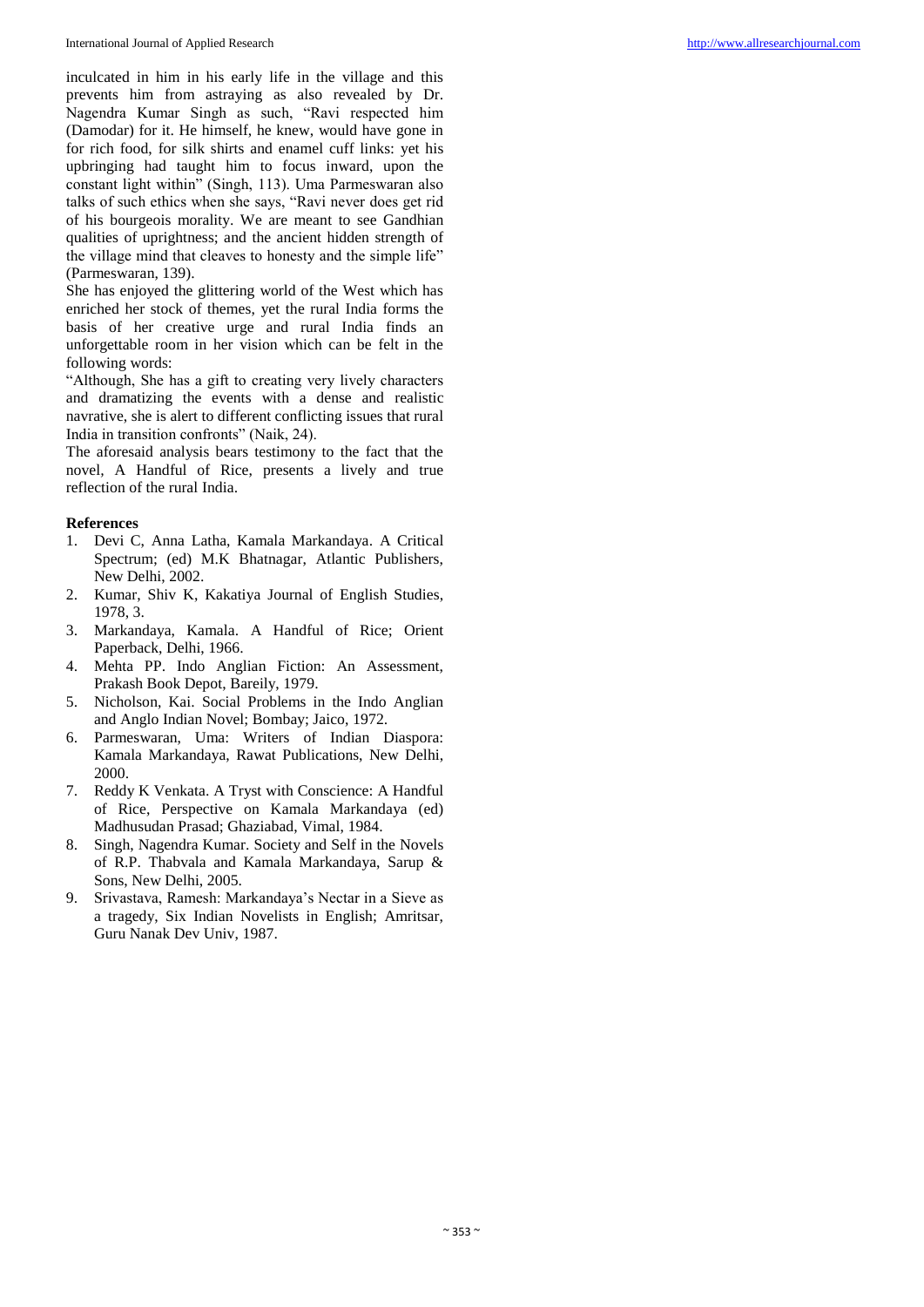inculcated in him in his early life in the village and this prevents him from astraying as also revealed by Dr. Nagendra Kumar Singh as such, "Ravi respected him (Damodar) for it. He himself, he knew, would have gone in for rich food, for silk shirts and enamel cuff links: yet his upbringing had taught him to focus inward, upon the constant light within" (Singh, 113). Uma Parmeswaran also talks of such ethics when she says, "Ravi never does get rid of his bourgeois morality. We are meant to see Gandhian qualities of uprightness; and the ancient hidden strength of the village mind that cleaves to honesty and the simple life" (Parmeswaran, 139).

She has enjoyed the glittering world of the West which has enriched her stock of themes, yet the rural India forms the basis of her creative urge and rural India finds an unforgettable room in her vision which can be felt in the following words:

"Although, She has a gift to creating very lively characters and dramatizing the events with a dense and realistic navrative, she is alert to different conflicting issues that rural India in transition confronts" (Naik, 24).

The aforesaid analysis bears testimony to the fact that the novel, A Handful of Rice, presents a lively and true reflection of the rural India.

## References

1. Devi C, Anna Latha, Kamala Markandaya. A Critical Spectrum; (ed) M.K Bhatnagar, Atlantic Publishers, New Delhi, 2002.
2. Kumar, Shiv K, Kakatiya Journal of English Studies, 1978, 3.
3. Markandaya, Kamala. A Handful of Rice; Orient Paperback, Delhi, 1966.
4. Mehta PP. Indo Anglian Fiction: An Assessment, Prakash Book Depot, Bareily, 1979.
5. Nicholson, Kai. Social Problems in the Indo Anglian and Anglo Indian Novel; Bombay; Jaico, 1972.
6. Parmeswaran, Uma: Writers of Indian Diaspora: Kamala Markandaya, Rawat Publications, New Delhi, 2000.
7. Reddy K Venkata. A Tryst with Conscience: A Handful of Rice, Perspective on Kamala Markandaya (ed) Madhusudan Prasad; Ghaziabad, Vimal, 1984.
8. Singh, Nagendra Kumar. Society and Self in the Novels of R.P. Thabvala and Kamala Markandaya, Sarup & Sons, New Delhi, 2005.
9. Srivastava, Ramesh: Markandaya's Nectar in a Sieve as a tragedy, Six Indian Novelists in English; Amritsar, Guru Nanak Dev Univ, 1987.